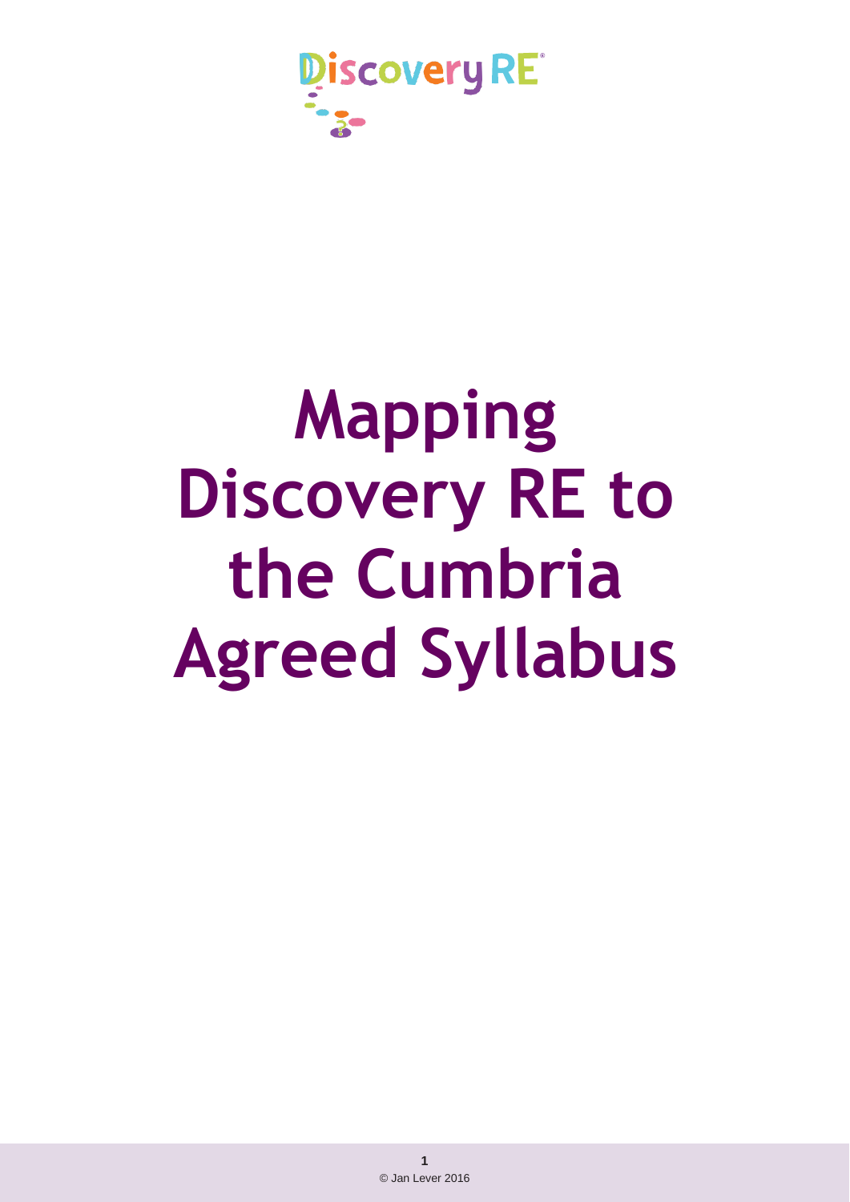Discovery RE

# Mapping Discovery RE to the Cumbria Agreed Syllabus

© Jan Lever 2016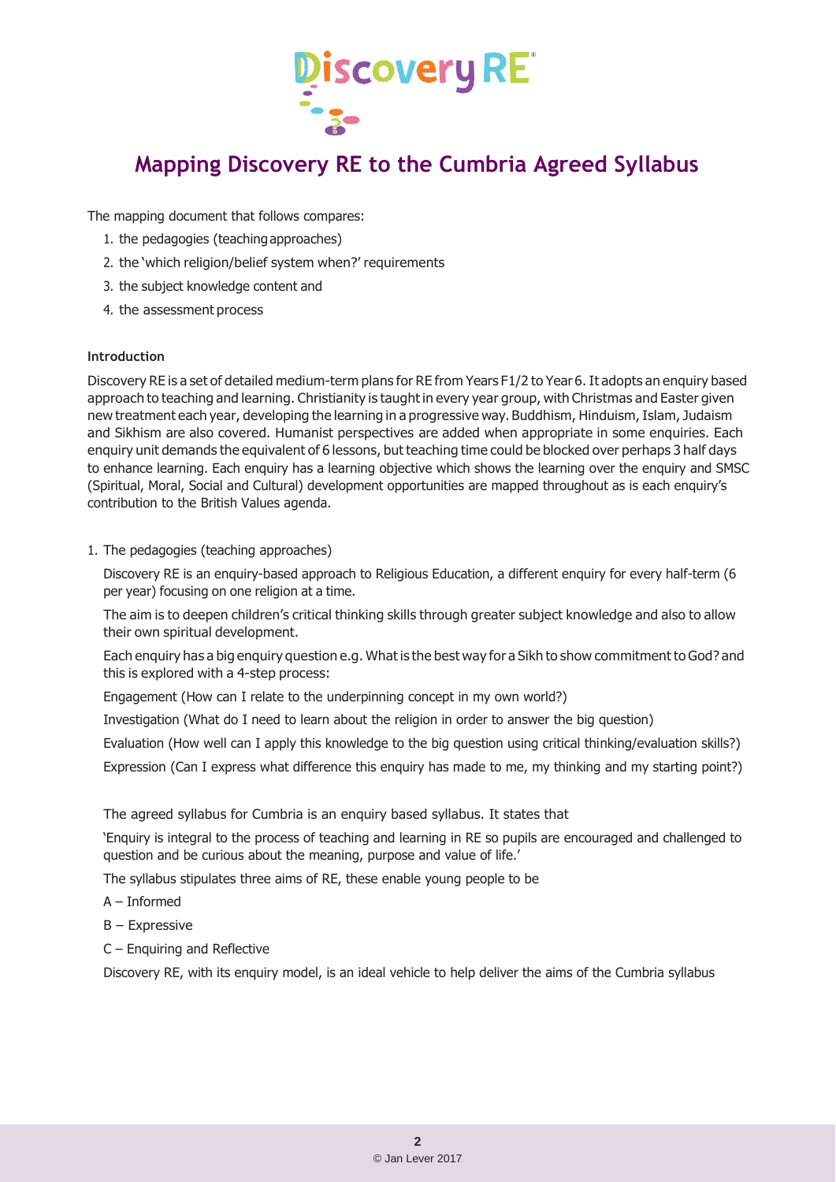# Mapping Discovery RE to the Cumbria Agreed Syllabus

The mapping document that follows compares:

1. the pedagogies (teaching approaches)
2. the 'which religion/belief system when?' requirements
3. the subject knowledge content and
4. the assessment process

**Introduction**

Discovery RE is a set of detailed medium-term plans for RE from Years F1/2 to Year 6. It adopts an enquiry based approach to teaching and learning. Christianity is taught in every year group, with Christmas and Easter given new treatment each year, developing the learning in a progressive way. Buddhism, Hinduism, Islam, Judaism and Sikhism are also covered. Humanist perspectives are added when appropriate in some enquiries. Each enquiry unit demands the equivalent of 6 lessons, but teaching time could be blocked over perhaps 3 half days to enhance learning. Each enquiry has a learning objective which shows the learning over the enquiry and SMSC (Spiritual, Moral, Social and Cultural) development opportunities are mapped throughout as is each enquiry's contribution to the British Values agenda.

1. The pedagogies (teaching approaches)

Discovery RE is an enquiry-based approach to Religious Education, a different enquiry for every half-term (6 per year) focusing on one religion at a time.

The aim is to deepen children's critical thinking skills through greater subject knowledge and also to allow their own spiritual development.

Each enquiry has a big enquiry question e.g. What is the best way for a Sikh to show commitment to God? and this is explored with a 4-step process:

Engagement (How can I relate to the underpinning concept in my own world?)

Investigation (What do I need to learn about the religion in order to answer the big question)

Evaluation (How well can I apply this knowledge to the big question using critical thinking/evaluation skills?)

Expression (Can I express what difference this enquiry has made to me, my thinking and my starting point?)

The agreed syllabus for Cumbria is an enquiry based syllabus. It states that

'Enquiry is integral to the process of teaching and learning in RE so pupils are encouraged and challenged to question and be curious about the meaning, purpose and value of life.'

The syllabus stipulates three aims of RE, these enable young people to be

A – Informed

B – Expressive

C – Enquiring and Reflective

Discovery RE, with its enquiry model, is an ideal vehicle to help deliver the aims of the Cumbria syllabus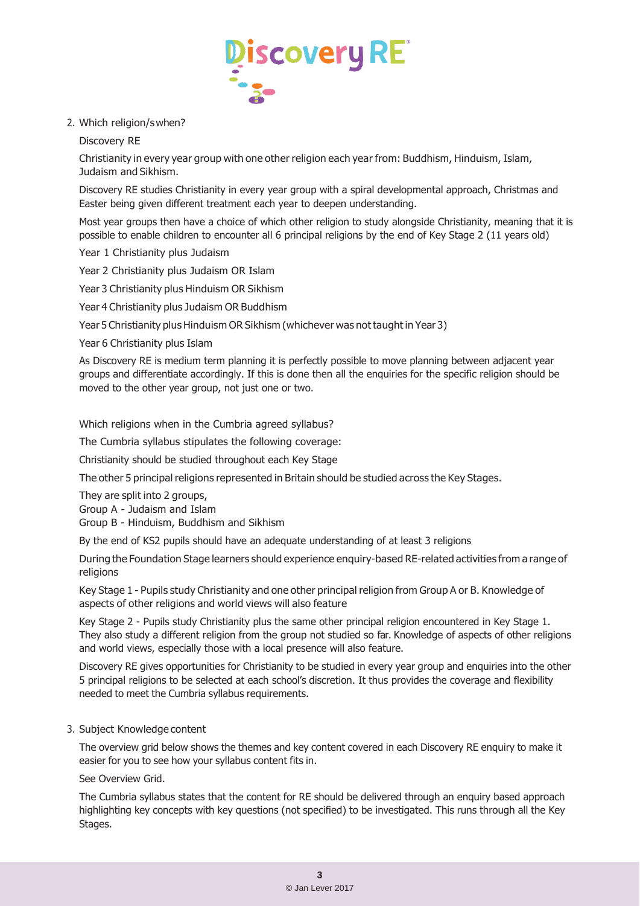2. Which religion/s when?

   Discovery RE

   Christianity in every year group with one other religion each year from: Buddhism, Hinduism, Islam, Judaism and Sikhism.

   Discovery RE studies Christianity in every year group with a spiral developmental approach, Christmas and Easter being given different treatment each year to deepen understanding.

   Most year groups then have a choice of which other religion to study alongside Christianity, meaning that it is possible to enable children to encounter all 6 principal religions by the end of Key Stage 2 (11 years old)

   Year 1 Christianity plus Judaism

   Year 2 Christianity plus Judaism OR Islam

   Year 3 Christianity plus Hinduism OR Sikhism

   Year 4 Christianity plus Judaism OR Buddhism

   Year 5 Christianity plus Hinduism OR Sikhism (whichever was not taught in Year 3)

   Year 6 Christianity plus Islam

   As Discovery RE is medium term planning it is perfectly possible to move planning between adjacent year groups and differentiate accordingly. If this is done then all the enquiries for the specific religion should be moved to the other year group, not just one or two.

   Which religions when in the Cumbria agreed syllabus?

   The Cumbria syllabus stipulates the following coverage:

   Christianity should be studied throughout each Key Stage

   The other 5 principal religions represented in Britain should be studied across the Key Stages.

   They are split into 2 groups,
   Group A - Judaism and Islam
   Group B - Hinduism, Buddhism and Sikhism

   By the end of KS2 pupils should have an adequate understanding of at least 3 religions

   During the Foundation Stage learners should experience enquiry-based RE-related activities from a range of religions

   Key Stage 1 - Pupils study Christianity and one other principal religion from Group A or B. Knowledge of aspects of other religions and world views will also feature

   Key Stage 2 - Pupils study Christianity plus the same other principal religion encountered in Key Stage 1. They also study a different religion from the group not studied so far. Knowledge of aspects of other religions and world views, especially those with a local presence will also feature.

   Discovery RE gives opportunities for Christianity to be studied in every year group and enquiries into the other 5 principal religions to be selected at each school's discretion. It thus provides the coverage and flexibility needed to meet the Cumbria syllabus requirements.

3. Subject Knowledge content

   The overview grid below shows the themes and key content covered in each Discovery RE enquiry to make it easier for you to see how your syllabus content fits in.

   See Overview Grid.

   The Cumbria syllabus states that the content for RE should be delivered through an enquiry based approach highlighting key concepts with key questions (not specified) to be investigated. This runs through all the Key Stages.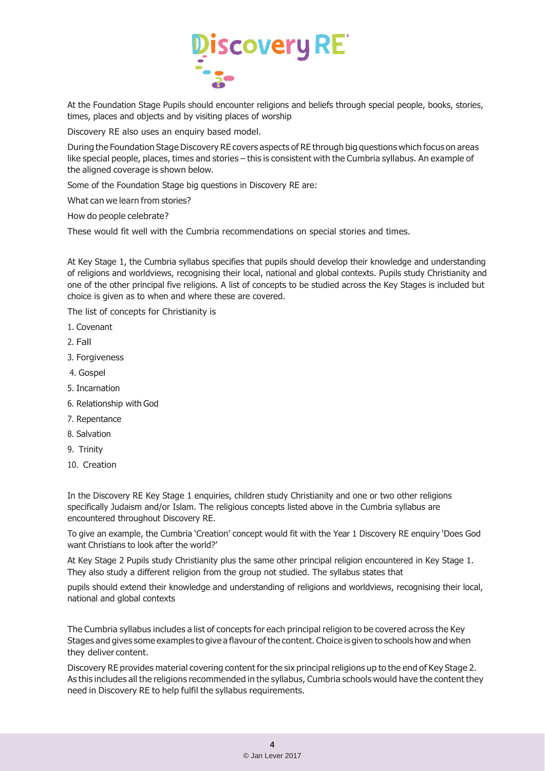At the Foundation Stage Pupils should encounter religions and beliefs through special people, books, stories, times, places and objects and by visiting places of worship

Discovery RE also uses an enquiry based model.

During the Foundation Stage Discovery RE covers aspects of RE through big questions which focus on areas like special people, places, times and stories – this is consistent with the Cumbria syllabus. An example of the aligned coverage is shown below.

Some of the Foundation Stage big questions in Discovery RE are:

What can we learn from stories?

How do people celebrate?

These would fit well with the Cumbria recommendations on special stories and times.

At Key Stage 1, the Cumbria syllabus specifies that pupils should develop their knowledge and understanding of religions and worldviews, recognising their local, national and global contexts. Pupils study Christianity and one of the other principal five religions. A list of concepts to be studied across the Key Stages is included but choice is given as to when and where these are covered.

The list of concepts for Christianity is

1. Covenant
2. Fall
3. Forgiveness
4. Gospel
5. Incarnation
6. Relationship with God
7. Repentance
8. Salvation
9. Trinity
10. Creation

In the Discovery RE Key Stage 1 enquiries, children study Christianity and one or two other religions specifically Judaism and/or Islam. The religious concepts listed above in the Cumbria syllabus are encountered throughout Discovery RE.

To give an example, the Cumbria 'Creation' concept would fit with the Year 1 Discovery RE enquiry 'Does God want Christians to look after the world?'

At Key Stage 2 Pupils study Christianity plus the same other principal religion encountered in Key Stage 1. They also study a different religion from the group not studied. The syllabus states that

pupils should extend their knowledge and understanding of religions and worldviews, recognising their local, national and global contexts

The Cumbria syllabus includes a list of concepts for each principal religion to be covered across the Key Stages and gives some examples to give a flavour of the content. Choice is given to schools how and when they deliver content.

Discovery RE provides material covering content for the six principal religions up to the end of Key Stage 2. As this includes all the religions recommended in the syllabus, Cumbria schools would have the content they need in Discovery RE to help fulfil the syllabus requirements.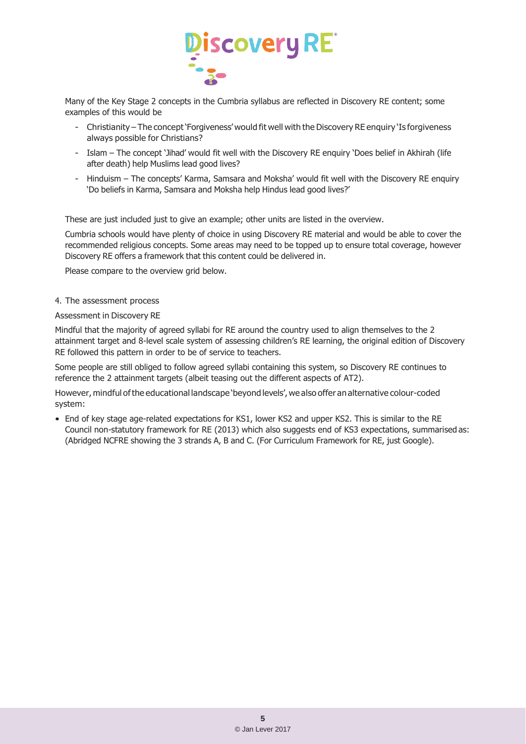Many of the Key Stage 2 concepts in the Cumbria syllabus are reflected in Discovery RE content; some examples of this would be

- Christianity – The concept 'Forgiveness' would fit well with the Discovery RE enquiry 'Is forgiveness always possible for Christians?
- Islam – The concept 'Jihad' would fit well with the Discovery RE enquiry 'Does belief in Akhirah (life after death) help Muslims lead good lives?
- Hinduism – The concepts' Karma, Samsara and Moksha' would fit well with the Discovery RE enquiry 'Do beliefs in Karma, Samsara and Moksha help Hindus lead good lives?'

These are just included just to give an example; other units are listed in the overview.

Cumbria schools would have plenty of choice in using Discovery RE material and would be able to cover the recommended religious concepts. Some areas may need to be topped up to ensure total coverage, however Discovery RE offers a framework that this content could be delivered in.

Please compare to the overview grid below.

4. The assessment process

Assessment in Discovery RE

Mindful that the majority of agreed syllabi for RE around the country used to align themselves to the 2 attainment target and 8-level scale system of assessing children's RE learning, the original edition of Discovery RE followed this pattern in order to be of service to teachers.

Some people are still obliged to follow agreed syllabi containing this system, so Discovery RE continues to reference the 2 attainment targets (albeit teasing out the different aspects of AT2).

However, mindful of the educational landscape 'beyond levels', we also offer an alternative colour-coded system:

- End of key stage age-related expectations for KS1, lower KS2 and upper KS2. This is similar to the RE Council non-statutory framework for RE (2013) which also suggests end of KS3 expectations, summarised as: (Abridged NCFRE showing the 3 strands A, B and C. (For Curriculum Framework for RE, just Google).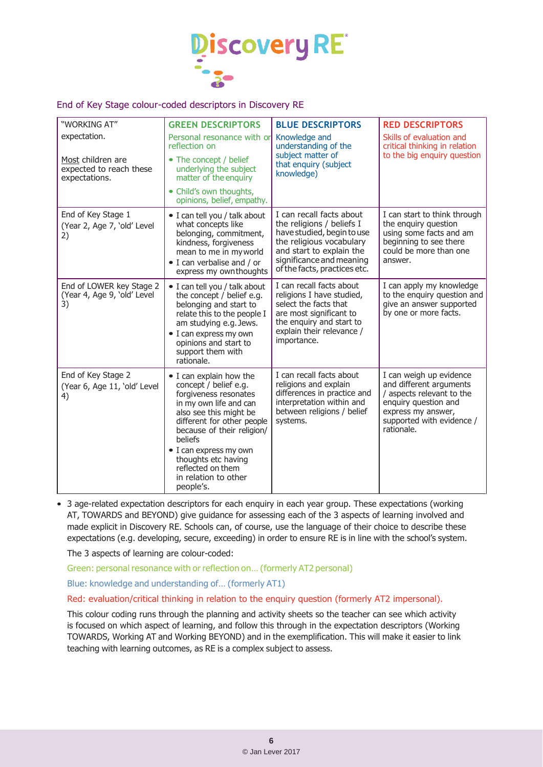End of Key Stage colour-coded descriptors in Discovery RE

| "WORKING AT" expectation. <br><br> Most children are expected to reach these expectations. | **GREEN DESCRIPTORS** <br> Personal resonance with or reflection on <br> • The concept / belief underlying the subject matter of the enquiry <br> • Child's own thoughts, opinions, belief, empathy. | **BLUE DESCRIPTORS** <br> Knowledge and understanding of the subject matter of that enquiry (subject knowledge) | **RED DESCRIPTORS** <br> Skills of evaluation and critical thinking in relation to the big enquiry question |
|---|---|---|---|
| End of Key Stage 1 <br> (Year 2, Age 7, 'old' Level 2) | • I can tell you / talk about what concepts like belonging, commitment, kindness, forgiveness mean to me in my world <br> • I can verbalise and / or express my own thoughts | I can recall facts about the religions / beliefs I have studied, begin to use the religious vocabulary and start to explain the significance and meaning of the facts, practices etc. | I can start to think through the enquiry question using some facts and am beginning to see there could be more than one answer. |
| End of LOWER key Stage 2 (Year 4, Age 9, 'old' Level 3) | • I can tell you / talk about the concept / belief e.g. belonging and start to relate this to the people I am studying e.g. Jews. <br> • I can express my own opinions and start to support them with rationale. | I can recall facts about religions I have studied, select the facts that are most significant to the enquiry and start to explain their relevance / importance. | I can apply my knowledge to the enquiry question and give an answer supported by one or more facts. |
| End of Key Stage 2 <br> (Year 6, Age 11, 'old' Level 4) | • I can explain how the concept / belief e.g. forgiveness resonates in my own life and can also see this might be different for other people because of their religion/ beliefs <br> • I can express my own thoughts etc having reflected on them in relation to other people's. | I can recall facts about religions and explain differences in practice and interpretation within and between religions / belief systems. | I can weigh up evidence and different arguments / aspects relevant to the enquiry question and express my answer, supported with evidence / rationale. |

- 3 age-related expectation descriptors for each enquiry in each year group. These expectations (working AT, TOWARDS and BEYOND) give guidance for assessing each of the 3 aspects of learning involved and made explicit in Discovery RE. Schools can, of course, use the language of their choice to describe these expectations (e.g. developing, secure, exceeding) in order to ensure RE is in line with the school's system.

  The 3 aspects of learning are colour-coded:

  Green: personal resonance with or reflection on… (formerly AT2 personal)

  Blue: knowledge and understanding of… (formerly AT1)

  Red: evaluation/critical thinking in relation to the enquiry question (formerly AT2 impersonal).

  This colour coding runs through the planning and activity sheets so the teacher can see which activity is focused on which aspect of learning, and follow this through in the expectation descriptors (Working TOWARDS, Working AT and Working BEYOND) and in the exemplification. This will make it easier to link teaching with learning outcomes, as RE is a complex subject to assess.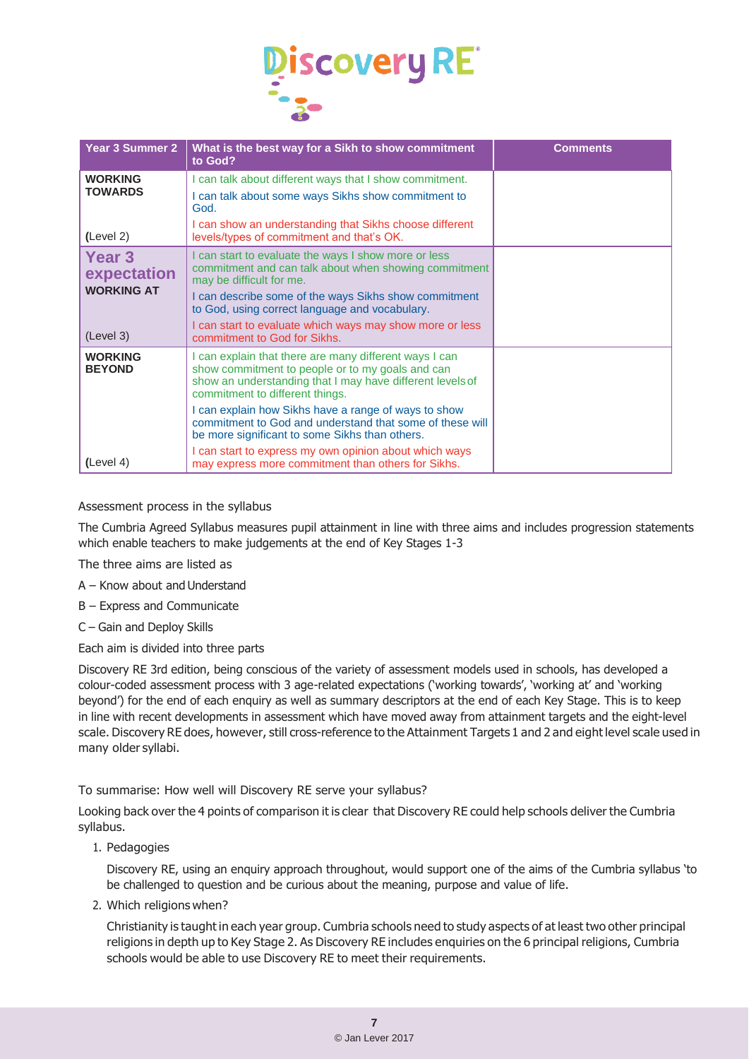| Year 3 Summer 2 | What is the best way for a Sikh to show commitment to God? | Comments |
|---|---|---|
| **WORKING TOWARDS** (Level 2) | I can talk about different ways that I show commitment. I can talk about some ways Sikhs show commitment to God. I can show an understanding that Sikhs choose different levels/types of commitment and that's OK. | |
| **Year 3 expectation WORKING AT** (Level 3) | I can start to evaluate the ways I show more or less commitment and can talk about when showing commitment may be difficult for me. I can describe some of the ways Sikhs show commitment to God, using correct language and vocabulary. I can start to evaluate which ways may show more or less commitment to God for Sikhs. | |
| **WORKING BEYOND** (Level 4) | I can explain that there are many different ways I can show commitment to people or to my goals and can show an understanding that I may have different levels of commitment to different things. I can explain how Sikhs have a range of ways to show commitment to God and understand that some of these will be more significant to some Sikhs than others. I can start to express my own opinion about which ways may express more commitment than others for Sikhs. | |

Assessment process in the syllabus

The Cumbria Agreed Syllabus measures pupil attainment in line with three aims and includes progression statements which enable teachers to make judgements at the end of Key Stages 1-3

The three aims are listed as

A – Know about and Understand

B – Express and Communicate

C – Gain and Deploy Skills

Each aim is divided into three parts

Discovery RE 3rd edition, being conscious of the variety of assessment models used in schools, has developed a colour-coded assessment process with 3 age-related expectations ('working towards', 'working at' and 'working beyond') for the end of each enquiry as well as summary descriptors at the end of each Key Stage. This is to keep in line with recent developments in assessment which have moved away from attainment targets and the eight-level scale. Discovery RE does, however, still cross-reference to the Attainment Targets 1 and 2 and eight level scale used in many older syllabi.

To summarise: How well will Discovery RE serve your syllabus?

Looking back over the 4 points of comparison it is clear that Discovery RE could help schools deliver the Cumbria syllabus.

1. Pedagogies

   Discovery RE, using an enquiry approach throughout, would support one of the aims of the Cumbria syllabus 'to be challenged to question and be curious about the meaning, purpose and value of life.

2. Which religions when?

   Christianity is taught in each year group. Cumbria schools need to study aspects of at least two other principal religions in depth up to Key Stage 2. As Discovery RE includes enquiries on the 6 principal religions, Cumbria schools would be able to use Discovery RE to meet their requirements.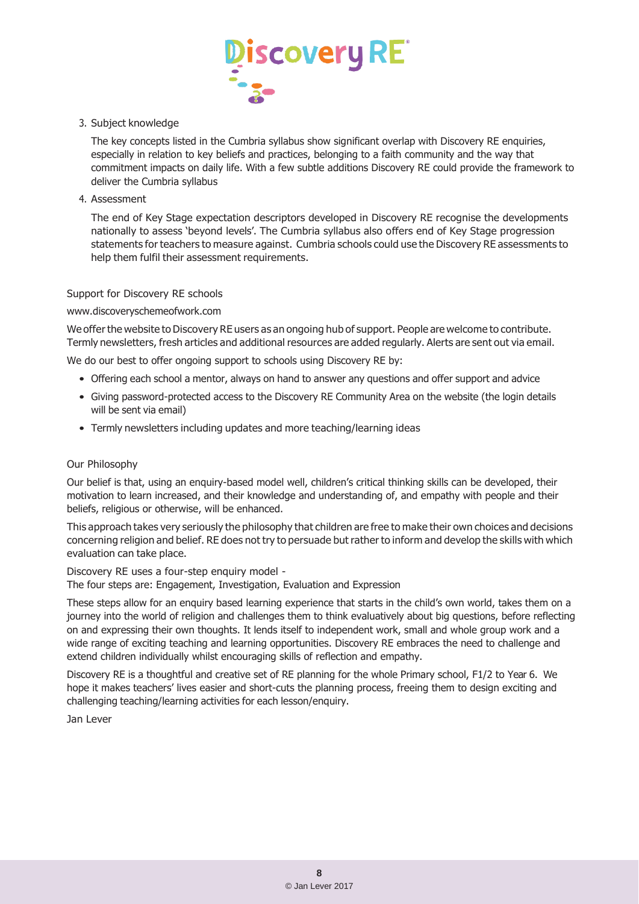3. Subject knowledge

   The key concepts listed in the Cumbria syllabus show significant overlap with Discovery RE enquiries, especially in relation to key beliefs and practices, belonging to a faith community and the way that commitment impacts on daily life. With a few subtle additions Discovery RE could provide the framework to deliver the Cumbria syllabus

4. Assessment

   The end of Key Stage expectation descriptors developed in Discovery RE recognise the developments nationally to assess 'beyond levels'. The Cumbria syllabus also offers end of Key Stage progression statements for teachers to measure against. Cumbria schools could use the Discovery RE assessments to help them fulfil their assessment requirements.

## Support for Discovery RE schools

www.discoveryschemeofwork.com

We offer the website to Discovery RE users as an ongoing hub of support. People are welcome to contribute. Termly newsletters, fresh articles and additional resources are added regularly. Alerts are sent out via email.

We do our best to offer ongoing support to schools using Discovery RE by:

- Offering each school a mentor, always on hand to answer any questions and offer support and advice
- Giving password-protected access to the Discovery RE Community Area on the website (the login details will be sent via email)
- Termly newsletters including updates and more teaching/learning ideas

## Our Philosophy

Our belief is that, using an enquiry-based model well, children's critical thinking skills can be developed, their motivation to learn increased, and their knowledge and understanding of, and empathy with people and their beliefs, religious or otherwise, will be enhanced.

This approach takes very seriously the philosophy that children are free to make their own choices and decisions concerning religion and belief. RE does not try to persuade but rather to inform and develop the skills with which evaluation can take place.

Discovery RE uses a four-step enquiry model -
The four steps are: Engagement, Investigation, Evaluation and Expression

These steps allow for an enquiry based learning experience that starts in the child's own world, takes them on a journey into the world of religion and challenges them to think evaluatively about big questions, before reflecting on and expressing their own thoughts. It lends itself to independent work, small and whole group work and a wide range of exciting teaching and learning opportunities. Discovery RE embraces the need to challenge and extend children individually whilst encouraging skills of reflection and empathy.

Discovery RE is a thoughtful and creative set of RE planning for the whole Primary school, F1/2 to Year 6. We hope it makes teachers' lives easier and short-cuts the planning process, freeing them to design exciting and challenging teaching/learning activities for each lesson/enquiry.

Jan Lever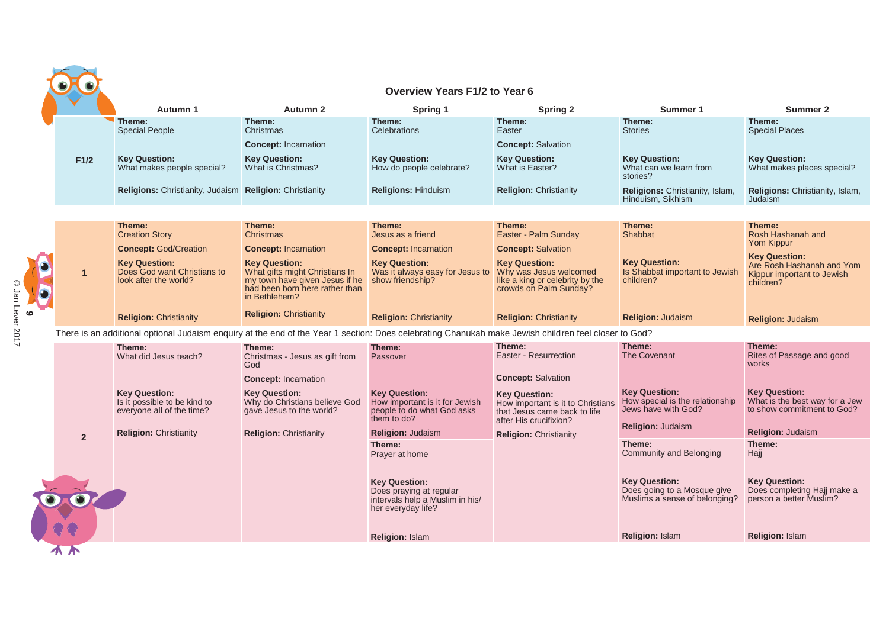## Overview Years F1/2 to Year 6

| | Autumn 1 | Autumn 2 | Spring 1 | Spring 2 | Summer 1 | Summer 2 |
|---|---|---|---|---|---|---|
| **F1/2** | **Theme:** Special People<br><br>**Key Question:** What makes people special?<br><br>**Religions:** Christianity, Judaism | **Theme:** Christmas<br><br>**Concept:** Incarnation<br><br>**Key Question:** What is Christmas?<br><br>**Religion:** Christianity | **Theme:** Celebrations<br><br>**Key Question:** How do people celebrate?<br><br>**Religions:** Hinduism | **Theme:** Easter<br><br>**Concept:** Salvation<br><br>**Key Question:** What is Easter?<br><br>**Religion:** Christianity | **Theme:** Stories<br><br>**Key Question:** What can we learn from stories?<br><br>**Religions:** Christianity, Islam, Hinduism, Sikhism | **Theme:** Special Places<br><br>**Key Question:** What makes places special?<br><br>**Religions:** Christianity, Islam, Judaism |
| **1** | **Theme:** Creation Story<br><br>**Concept:** God/Creation<br><br>**Key Question:** Does God want Christians to look after the world?<br><br>**Religion:** Christianity | **Theme:** Christmas<br><br>**Concept:** Incarnation<br><br>**Key Question:** What gifts might Christians In my town have given Jesus if he had been born here rather than in Bethlehem?<br><br>**Religion:** Christianity | **Theme:** Jesus as a friend<br><br>**Concept:** Incarnation<br><br>**Key Question:** Was it always easy for Jesus to show friendship?<br><br>**Religion:** Christianity | **Theme:** Easter - Palm Sunday<br><br>**Concept:** Salvation<br><br>**Key Question:** Why was Jesus welcomed like a king or celebrity by the crowds on Palm Sunday?<br><br>**Religion:** Christianity | **Theme:** Shabbat<br><br>**Key Question:** Is Shabbat important to Jewish children?<br><br>**Religion:** Judaism | **Theme:** Rosh Hashanah and Yom Kippur<br><br>**Key Question:** Are Rosh Hashanah and Yom Kippur important to Jewish children?<br><br>**Religion:** Judaism |

There is an additional optional Judaism enquiry at the end of the Year 1 section: Does celebrating Chanukah make Jewish children feel closer to God?

| | Autumn 1 | Autumn 2 | Spring 1 | Spring 2 | Summer 1 | Summer 2 |
|---|---|---|---|---|---|---|
| **2** | **Theme:** What did Jesus teach?<br><br>**Key Question:** Is it possible to be kind to everyone all of the time?<br><br>**Religion:** Christianity | **Theme:** Christmas - Jesus as gift from God<br><br>**Concept:** Incarnation<br><br>**Key Question:** Why do Christians believe God gave Jesus to the world?<br><br>**Religion:** Christianity | **Theme:** Passover<br><br>**Key Question:** How important is it for Jewish people to do what God asks them to do?<br><br>**Religion:** Judaism | **Theme:** Easter - Resurrection<br><br>**Concept:** Salvation<br><br>**Key Question:** How important is it to Christians that Jesus came back to life after His crucifixion?<br><br>**Religion:** Christianity | **Theme:** The Covenant<br><br>**Key Question:** How special is the relationship Jews have with God?<br><br>**Religion:** Judaism | **Theme:** Rites of Passage and good works<br><br>**Key Question:** What is the best way for a Jew to show commitment to God?<br><br>**Religion:** Judaism |
| | | | **Theme:** Prayer at home<br><br>**Key Question:** Does praying at regular intervals help a Muslim in his/her everyday life?<br><br>**Religion:** Islam | | **Theme:** Community and Belonging<br><br>**Key Question:** Does going to a Mosque give Muslims a sense of belonging?<br><br>**Religion:** Islam | **Theme:** Hajj<br><br>**Key Question:** Does completing Hajj make a person a better Muslim?<br><br>**Religion:** Islam |

© Jan Lever 2017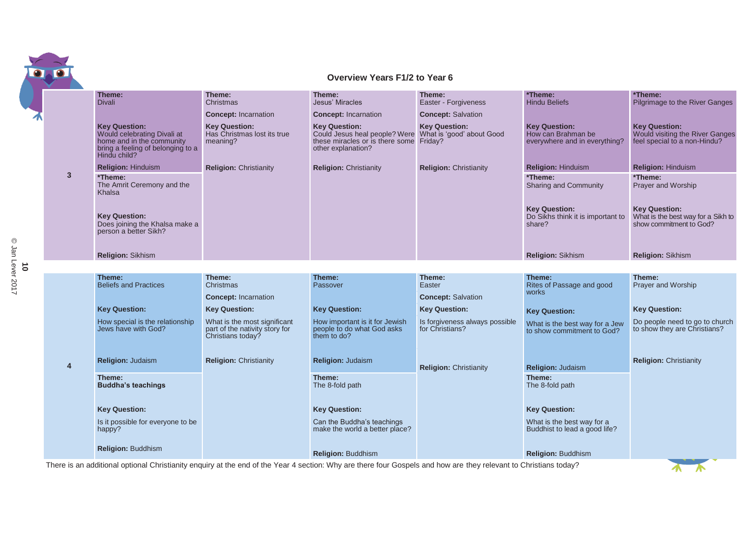## Overview Years F1/2 to Year 6

| Year | | | | | | |
|---|---|---|---|---|---|---|
| 3 | **Theme:** Divali<br><br>**Key Question:** Would celebrating Divali at home and in the community bring a feeling of belonging to a Hindu child?<br><br>**Religion:** Hinduism | **Theme:** Christmas<br><br>**Concept:** Incarnation<br><br>**Key Question:** Has Christmas lost its true meaning?<br><br>**Religion:** Christianity | **Theme:** Jesus' Miracles<br><br>**Concept:** Incarnation<br><br>**Key Question:** Could Jesus heal people? Were these miracles or is there some other explanation?<br><br>**Religion:** Christianity | **Theme:** Easter - Forgiveness<br><br>**Concept:** Salvation<br><br>**Key Question:** What is 'good' about Good Friday?<br><br>**Religion:** Christianity | ***Theme:** Hindu Beliefs<br><br>**Key Question:** How can Brahman be everywhere and in everything?<br><br>**Religion:** Hinduism | ***Theme:** Pilgrimage to the River Ganges<br><br>**Key Question:** Would visiting the River Ganges feel special to a non-Hindu?<br><br>**Religion:** Hinduism |
| | ***Theme:** The Amrit Ceremony and the Khalsa<br><br>**Key Question:** Does joining the Khalsa make a person a better Sikh?<br><br>**Religion:** Sikhism | | | | ***Theme:** Sharing and Community<br><br>**Key Question:** Do Sikhs think it is important to share?<br><br>**Religion:** Sikhism | ***Theme:** Prayer and Worship<br><br>**Key Question:** What is the best way for a Sikh to show commitment to God?<br><br>**Religion:** Sikhism |
| 4 | **Theme:** Beliefs and Practices<br><br>**Key Question:** How special is the relationship Jews have with God?<br><br>**Religion:** Judaism | **Theme:** Christmas<br><br>**Concept:** Incarnation<br><br>**Key Question:** What is the most significant part of the nativity story for Christians today?<br><br>**Religion:** Christianity | **Theme:** Passover<br><br>**Key Question:** How important is it for Jewish people to do what God asks them to do?<br><br>**Religion:** Judaism | **Theme:** Easter<br><br>**Concept:** Salvation<br><br>**Key Question:** Is forgiveness always possible for Christians?<br><br>**Religion:** Christianity | **Theme:** Rites of Passage and good works<br><br>**Key Question:** What is the best way for a Jew to show commitment to God?<br><br>**Religion:** Judaism | **Theme:** Prayer and Worship<br><br>**Key Question:** Do people need to go to church to show they are Christians?<br><br>**Religion:** Christianity |
| | **Theme:** **Buddha's teachings**<br><br>**Key Question:** Is it possible for everyone to be happy?<br><br>**Religion:** Buddhism | | **Theme:** The 8-fold path<br><br>**Key Question:** Can the Buddha's teachings make the world a better place?<br><br>**Religion:** Buddhism | | **Theme:** The 8-fold path<br><br>**Key Question:** What is the best way for a Buddhist to lead a good life?<br><br>**Religion:** Buddhism | |

There is an additional optional Christianity enquiry at the end of the Year 4 section: Why are there four Gospels and how are they relevant to Christians today?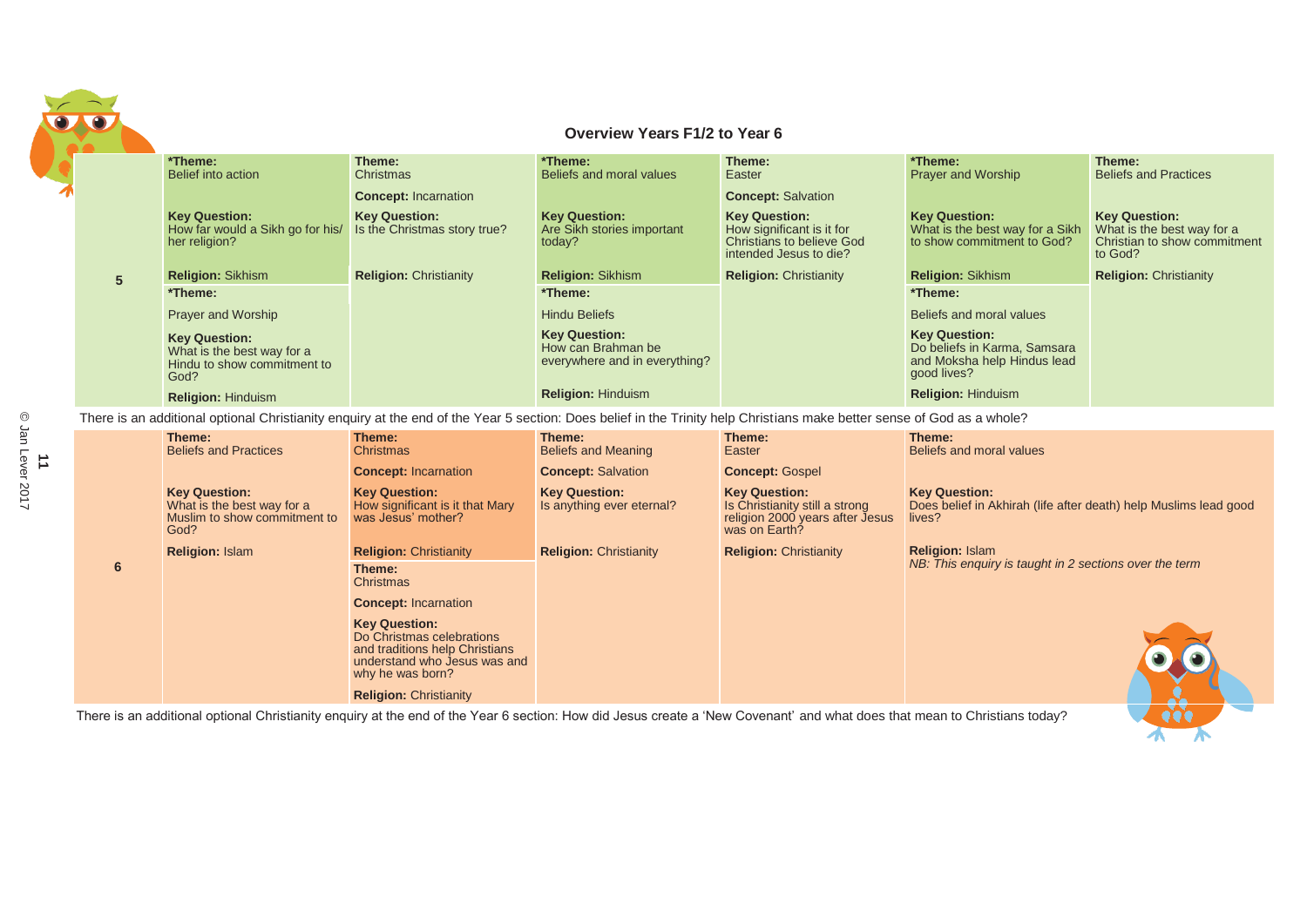## Overview Years F1/2 to Year 6

| Year | | | | | | |
|---|---|---|---|---|---|---|
| 5 | ***Theme:** Belief into action<br><br>**Key Question:** How far would a Sikh go for his/ her religion?<br><br>**Religion:** Sikhism | **Theme:** Christmas<br><br>**Concept:** Incarnation<br><br>**Key Question:** Is the Christmas story true?<br><br>**Religion:** Christianity | ***Theme:** Beliefs and moral values<br><br>**Key Question:** Are Sikh stories important today?<br><br>**Religion:** Sikhism | **Theme:** Easter<br><br>**Concept:** Salvation<br><br>**Key Question:** How significant is it for Christians to believe God intended Jesus to die?<br><br>**Religion:** Christianity | ***Theme:** Prayer and Worship<br><br>**Key Question:** What is the best way for a Sikh to show commitment to God?<br><br>**Religion:** Sikhism | **Theme:** Beliefs and Practices<br><br>**Key Question:** What is the best way for a Christian to show commitment to God?<br><br>**Religion:** Christianity |
| | ***Theme:** Prayer and Worship<br><br>**Key Question:** What is the best way for a Hindu to show commitment to God?<br><br>**Religion:** Hinduism | | ***Theme:** Hindu Beliefs<br><br>**Key Question:** How can Brahman be everywhere and in everything?<br><br>**Religion:** Hinduism | | ***Theme:** Beliefs and moral values<br><br>**Key Question:** Do beliefs in Karma, Samsara and Moksha help Hindus lead good lives?<br><br>**Religion:** Hinduism | |

There is an additional optional Christianity enquiry at the end of the Year 5 section: Does belief in the Trinity help Christians make better sense of God as a whole?

| Year | | | | | |
|---|---|---|---|---|---|
| 6 | **Theme:** Beliefs and Practices<br><br>**Key Question:** What is the best way for a Muslim to show commitment to God?<br><br>**Religion:** Islam | **Theme:** Christmas<br><br>**Concept:** Incarnation<br><br>**Key Question:** How significant is it that Mary was Jesus' mother?<br><br>**Religion:** Christianity | **Theme:** Beliefs and Meaning<br><br>**Concept:** Salvation<br><br>**Key Question:** Is anything ever eternal?<br><br>**Religion:** Christianity | **Theme:** Easter<br><br>**Concept:** Gospel<br><br>**Key Question:** Is Christianity still a strong religion 2000 years after Jesus was on Earth?<br><br>**Religion:** Christianity | **Theme:** Beliefs and moral values<br><br>**Key Question:** Does belief in Akhirah (life after death) help Muslims lead good lives?<br><br>**Religion:** Islam<br>*NB: This enquiry is taught in 2 sections over the term* |
| | | **Theme:** Christmas<br><br>**Concept:** Incarnation<br><br>**Key Question:** Do Christmas celebrations and traditions help Christians understand who Jesus was and why he was born?<br><br>**Religion:** Christianity | | | |

There is an additional optional Christianity enquiry at the end of the Year 6 section: How did Jesus create a 'New Covenant' and what does that mean to Christians today?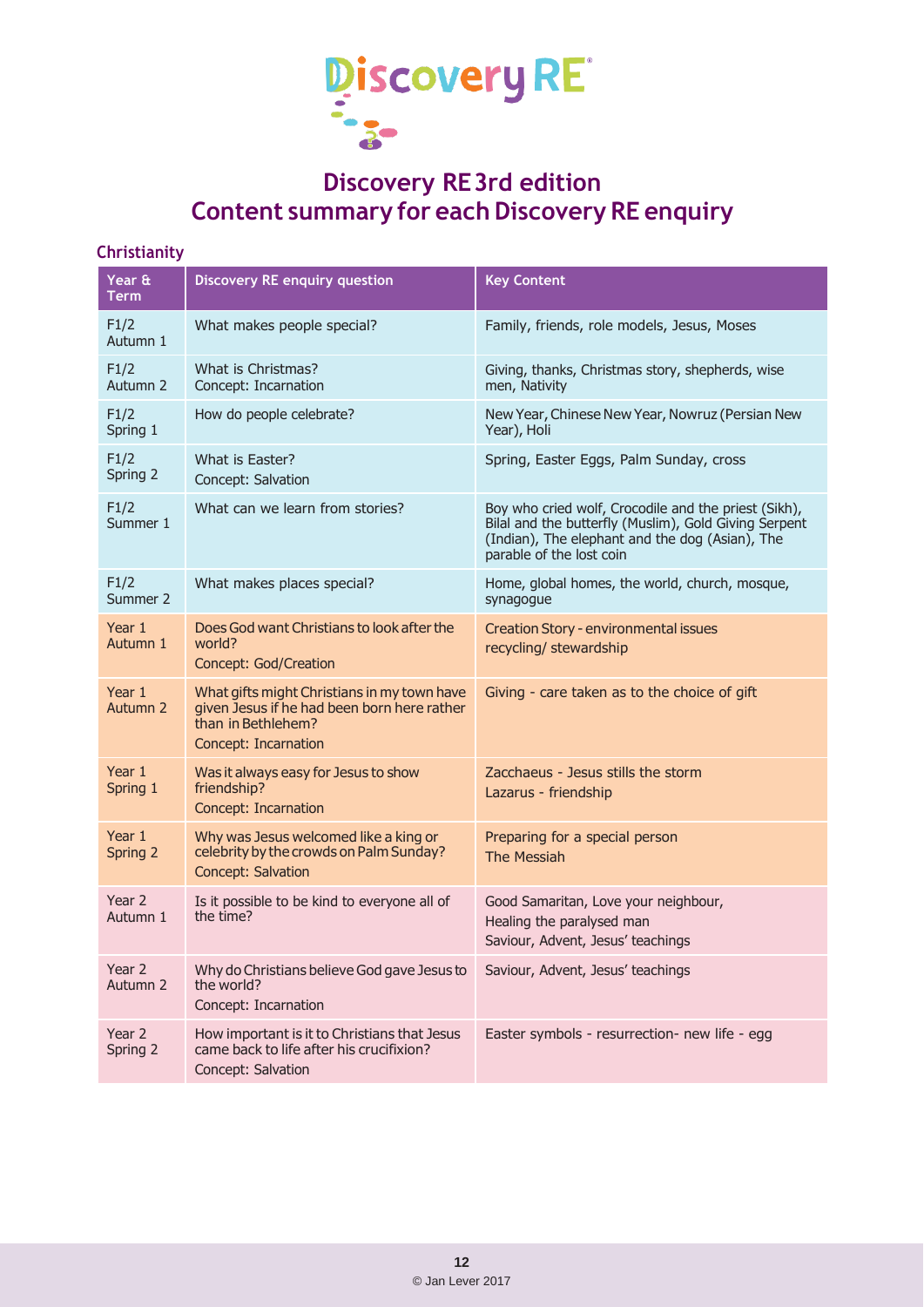# Discovery RE 3rd edition
# Content summary for each Discovery RE enquiry

## Christianity

| Year & Term | Discovery RE enquiry question | Key Content |
|---|---|---|
| F1/2 Autumn 1 | What makes people special? | Family, friends, role models, Jesus, Moses |
| F1/2 Autumn 2 | What is Christmas?<br>Concept: Incarnation | Giving, thanks, Christmas story, shepherds, wise men, Nativity |
| F1/2 Spring 1 | How do people celebrate? | New Year, Chinese New Year, Nowruz (Persian New Year), Holi |
| F1/2 Spring 2 | What is Easter?<br>Concept: Salvation | Spring, Easter Eggs, Palm Sunday, cross |
| F1/2 Summer 1 | What can we learn from stories? | Boy who cried wolf, Crocodile and the priest (Sikh), Bilal and the butterfly (Muslim), Gold Giving Serpent (Indian), The elephant and the dog (Asian), The parable of the lost coin |
| F1/2 Summer 2 | What makes places special? | Home, global homes, the world, church, mosque, synagogue |
| Year 1 Autumn 1 | Does God want Christians to look after the world?<br>Concept: God/Creation | Creation Story - environmental issues<br>recycling/ stewardship |
| Year 1 Autumn 2 | What gifts might Christians in my town have given Jesus if he had been born here rather than in Bethlehem?<br>Concept: Incarnation | Giving - care taken as to the choice of gift |
| Year 1 Spring 1 | Was it always easy for Jesus to show friendship?<br>Concept: Incarnation | Zacchaeus - Jesus stills the storm<br>Lazarus - friendship |
| Year 1 Spring 2 | Why was Jesus welcomed like a king or celebrity by the crowds on Palm Sunday?<br>Concept: Salvation | Preparing for a special person<br>The Messiah |
| Year 2 Autumn 1 | Is it possible to be kind to everyone all of the time? | Good Samaritan, Love your neighbour,<br>Healing the paralysed man<br>Saviour, Advent, Jesus' teachings |
| Year 2 Autumn 2 | Why do Christians believe God gave Jesus to the world?<br>Concept: Incarnation | Saviour, Advent, Jesus' teachings |
| Year 2 Spring 2 | How important is it to Christians that Jesus came back to life after his crucifixion?<br>Concept: Salvation | Easter symbols - resurrection- new life - egg |

© Jan Lever 2017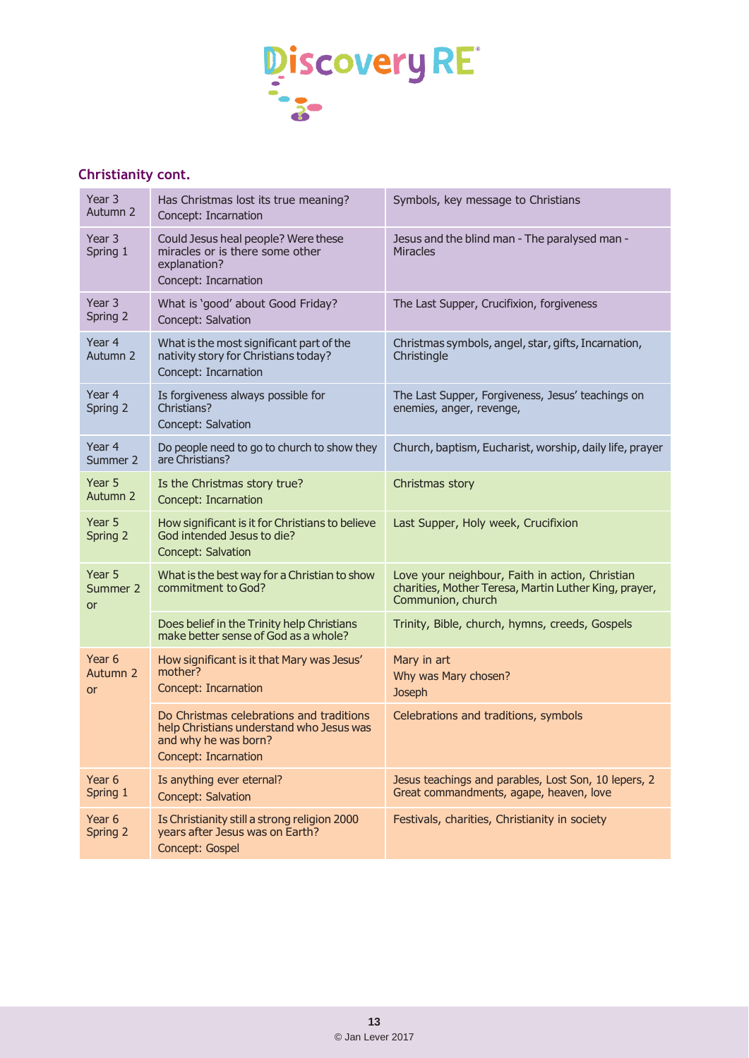## Christianity cont.

| | | |
|---|---|---|
| Year 3 Autumn 2 | Has Christmas lost its true meaning?<br>Concept: Incarnation | Symbols, key message to Christians |
| Year 3 Spring 1 | Could Jesus heal people? Were these miracles or is there some other explanation?<br>Concept: Incarnation | Jesus and the blind man - The paralysed man - Miracles |
| Year 3 Spring 2 | What is 'good' about Good Friday?<br>Concept: Salvation | The Last Supper, Crucifixion, forgiveness |
| Year 4 Autumn 2 | What is the most significant part of the nativity story for Christians today?<br>Concept: Incarnation | Christmas symbols, angel, star, gifts, Incarnation, Christingle |
| Year 4 Spring 2 | Is forgiveness always possible for Christians?<br>Concept: Salvation | The Last Supper, Forgiveness, Jesus' teachings on enemies, anger, revenge, |
| Year 4 Summer 2 | Do people need to go to church to show they are Christians? | Church, baptism, Eucharist, worship, daily life, prayer |
| Year 5 Autumn 2 | Is the Christmas story true?<br>Concept: Incarnation | Christmas story |
| Year 5 Spring 2 | How significant is it for Christians to believe God intended Jesus to die?<br>Concept: Salvation | Last Supper, Holy week, Crucifixion |
| Year 5 Summer 2 or | What is the best way for a Christian to show commitment to God? | Love your neighbour, Faith in action, Christian charities, Mother Teresa, Martin Luther King, prayer, Communion, church |
| | Does belief in the Trinity help Christians make better sense of God as a whole? | Trinity, Bible, church, hymns, creeds, Gospels |
| Year 6 Autumn 2 or | How significant is it that Mary was Jesus' mother?<br>Concept: Incarnation | Mary in art<br>Why was Mary chosen?<br>Joseph |
| | Do Christmas celebrations and traditions help Christians understand who Jesus was and why he was born?<br>Concept: Incarnation | Celebrations and traditions, symbols |
| Year 6 Spring 1 | Is anything ever eternal?<br>Concept: Salvation | Jesus teachings and parables, Lost Son, 10 lepers, 2 Great commandments, agape, heaven, love |
| Year 6 Spring 2 | Is Christianity still a strong religion 2000 years after Jesus was on Earth?<br>Concept: Gospel | Festivals, charities, Christianity in society |

© Jan Lever 2017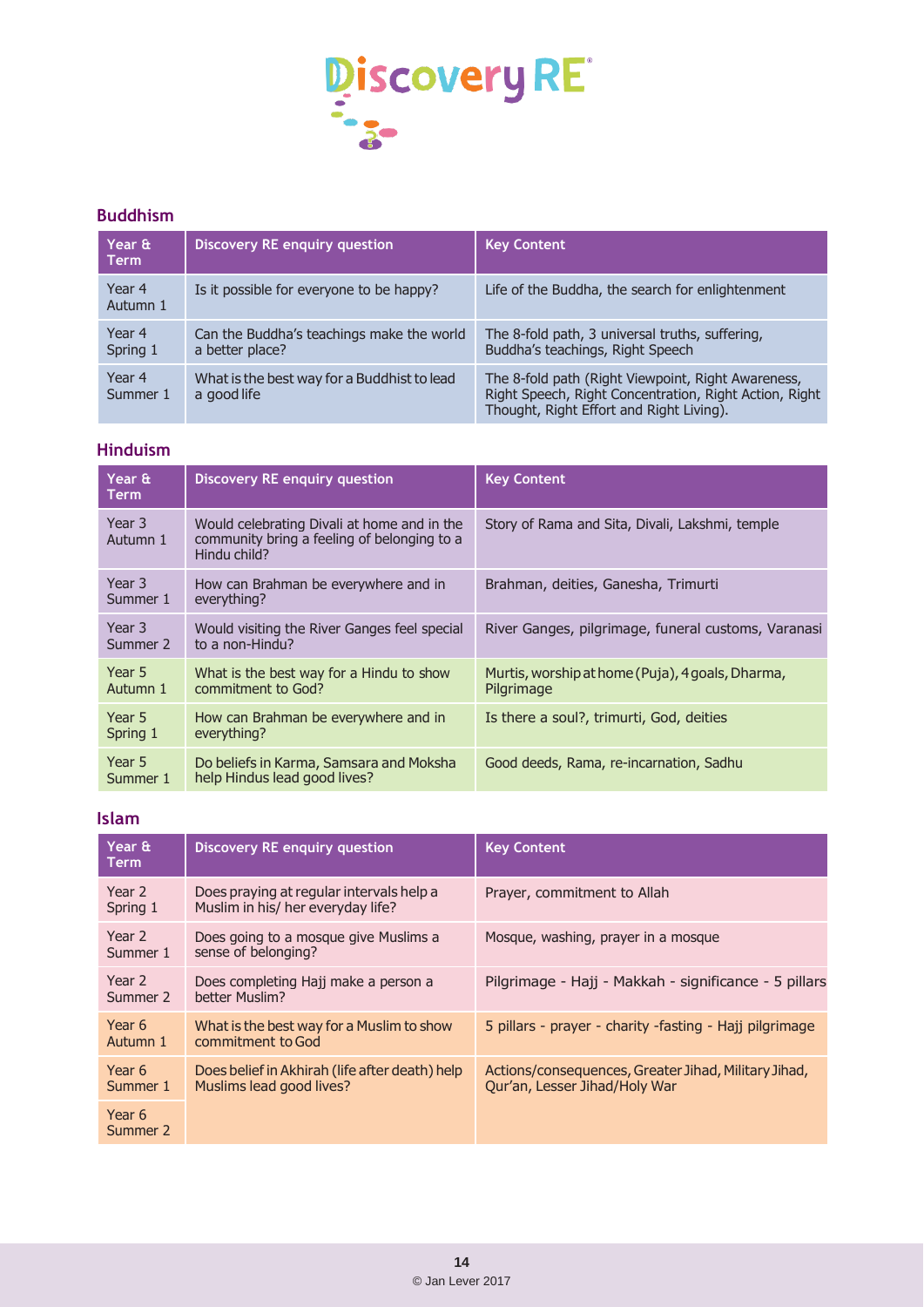# Discovery RE

## Buddhism

| Year & Term | Discovery RE enquiry question | Key Content |
|---|---|---|
| Year 4 Autumn 1 | Is it possible for everyone to be happy? | Life of the Buddha, the search for enlightenment |
| Year 4 Spring 1 | Can the Buddha's teachings make the world a better place? | The 8-fold path, 3 universal truths, suffering, Buddha's teachings, Right Speech |
| Year 4 Summer 1 | What is the best way for a Buddhist to lead a good life | The 8-fold path (Right Viewpoint, Right Awareness, Right Speech, Right Concentration, Right Action, Right Thought, Right Effort and Right Living). |

## Hinduism

| Year & Term | Discovery RE enquiry question | Key Content |
|---|---|---|
| Year 3 Autumn 1 | Would celebrating Divali at home and in the community bring a feeling of belonging to a Hindu child? | Story of Rama and Sita, Divali, Lakshmi, temple |
| Year 3 Summer 1 | How can Brahman be everywhere and in everything? | Brahman, deities, Ganesha, Trimurti |
| Year 3 Summer 2 | Would visiting the River Ganges feel special to a non-Hindu? | River Ganges, pilgrimage, funeral customs, Varanasi |
| Year 5 Autumn 1 | What is the best way for a Hindu to show commitment to God? | Murtis, worship at home (Puja), 4 goals, Dharma, Pilgrimage |
| Year 5 Spring 1 | How can Brahman be everywhere and in everything? | Is there a soul?, trimurti, God, deities |
| Year 5 Summer 1 | Do beliefs in Karma, Samsara and Moksha help Hindus lead good lives? | Good deeds, Rama, re-incarnation, Sadhu |

## Islam

| Year & Term | Discovery RE enquiry question | Key Content |
|---|---|---|
| Year 2 Spring 1 | Does praying at regular intervals help a Muslim in his/ her everyday life? | Prayer, commitment to Allah |
| Year 2 Summer 1 | Does going to a mosque give Muslims a sense of belonging? | Mosque, washing, prayer in a mosque |
| Year 2 Summer 2 | Does completing Hajj make a person a better Muslim? | Pilgrimage - Hajj - Makkah - significance - 5 pillars |
| Year 6 Autumn 1 | What is the best way for a Muslim to show commitment to God | 5 pillars - prayer - charity -fasting - Hajj pilgrimage |
| Year 6 Summer 1<br>Year 6 Summer 2 | Does belief in Akhirah (life after death) help Muslims lead good lives? | Actions/consequences, Greater Jihad, Military Jihad, Qur'an, Lesser Jihad/Holy War |

© Jan Lever 2017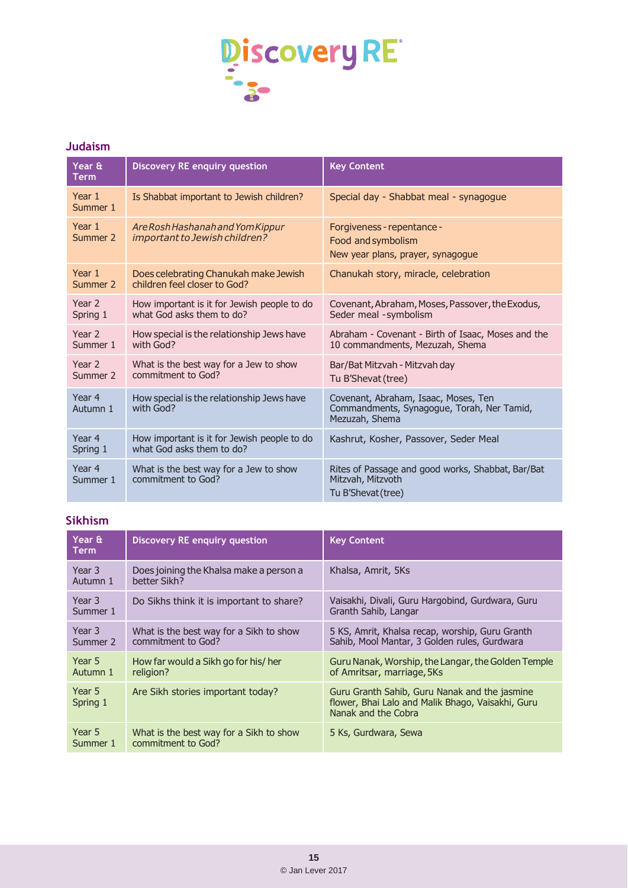## Judaism

| Year & Term | Discovery RE enquiry question | Key Content |
|---|---|---|
| Year 1 Summer 1 | Is Shabbat important to Jewish children? | Special day - Shabbat meal - synagogue |
| Year 1 Summer 2 | *Are Rosh Hashanah and Yom Kippur important to Jewish children?* | Forgiveness - repentance - Food and symbolism New year plans, prayer, synagogue |
| Year 1 Summer 2 | Does celebrating Chanukah make Jewish children feel closer to God? | Chanukah story, miracle, celebration |
| Year 2 Spring 1 | How important is it for Jewish people to do what God asks them to do? | Covenant, Abraham, Moses, Passover, the Exodus, Seder meal - symbolism |
| Year 2 Summer 1 | How special is the relationship Jews have with God? | Abraham - Covenant - Birth of Isaac, Moses and the 10 commandments, Mezuzah, Shema |
| Year 2 Summer 2 | What is the best way for a Jew to show commitment to God? | Bar/Bat Mitzvah - Mitzvah day Tu B'Shevat (tree) |
| Year 4 Autumn 1 | How special is the relationship Jews have with God? | Covenant, Abraham, Isaac, Moses, Ten Commandments, Synagogue, Torah, Ner Tamid, Mezuzah, Shema |
| Year 4 Spring 1 | How important is it for Jewish people to do what God asks them to do? | Kashrut, Kosher, Passover, Seder Meal |
| Year 4 Summer 1 | What is the best way for a Jew to show commitment to God? | Rites of Passage and good works, Shabbat, Bar/Bat Mitzvah, Mitzvoth Tu B'Shevat (tree) |

## Sikhism

| Year & Term | Discovery RE enquiry question | Key Content |
|---|---|---|
| Year 3 Autumn 1 | Does joining the Khalsa make a person a better Sikh? | Khalsa, Amrit, 5Ks |
| Year 3 Summer 1 | Do Sikhs think it is important to share? | Vaisakhi, Divali, Guru Hargobind, Gurdwara, Guru Granth Sahib, Langar |
| Year 3 Summer 2 | What is the best way for a Sikh to show commitment to God? | 5 KS, Amrit, Khalsa recap, worship, Guru Granth Sahib, Mool Mantar, 3 Golden rules, Gurdwara |
| Year 5 Autumn 1 | How far would a Sikh go for his/ her religion? | Guru Nanak, Worship, the Langar, the Golden Temple of Amritsar, marriage, 5Ks |
| Year 5 Spring 1 | Are Sikh stories important today? | Guru Granth Sahib, Guru Nanak and the jasmine flower, Bhai Lalo and Malik Bhago, Vaisakhi, Guru Nanak and the Cobra |
| Year 5 Summer 1 | What is the best way for a Sikh to show commitment to God? | 5 Ks, Gurdwara, Sewa |

© Jan Lever 2017